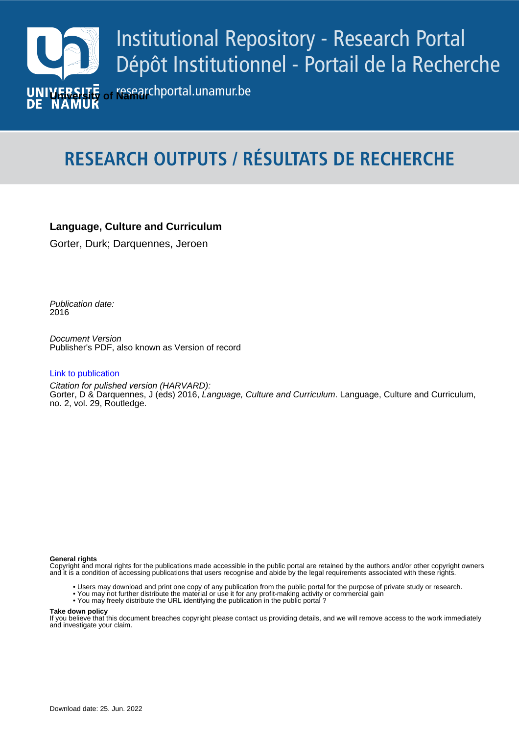Institutional Repository - Research Portal
Dépôt Institutionnel - Portail de la Recherche

researchportal.unamur.be

**University of Namur**

# RESEARCH OUTPUTS / RÉSULTATS DE RECHERCHE

**Language, Culture and Curriculum**

Gorter, Durk; Darquennes, Jeroen

*Publication date:*
2016

*Document Version*
Publisher's PDF, also known as Version of record

Link to publication

*Citation for pulished version (HARVARD):*
Gorter, D & Darquennes, J (eds) 2016, *Language, Culture and Curriculum*. Language, Culture and Curriculum, no. 2, vol. 29, Routledge.

**General rights**
Copyright and moral rights for the publications made accessible in the public portal are retained by the authors and/or other copyright owners and it is a condition of accessing publications that users recognise and abide by the legal requirements associated with these rights.

- Users may download and print one copy of any publication from the public portal for the purpose of private study or research.
- You may not further distribute the material or use it for any profit-making activity or commercial gain
- You may freely distribute the URL identifying the publication in the public portal ?

**Take down policy**
If you believe that this document breaches copyright please contact us providing details, and we will remove access to the work immediately and investigate your claim.

Download date: 25. Jun. 2022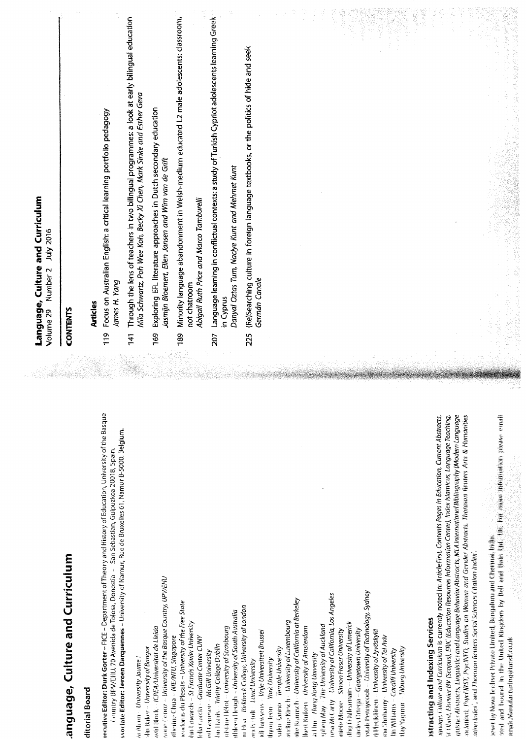# Language, Culture and Curriculum

## Editorial Board

**Executive Editor: Durk Gorter** – FICE – Department of Theory and History of Education, University of the Basque Country UPV/EHU, 70 Avenida de Tolosa, Donostia – San Sebastian, Guipuzkoa 20018, Spain.
**Associate Editor: Jeroen Darquennes** – University of Namur, Rue de Bruxelles 61, Namur B-5000, Belgium.

- *University Jaume I*
- *University of Bangor*
- *ICREA/Universitat de Lleida*
- *University of the Basque Country, UPV/EHU*
- *NIE/NTU, Singapore*
- *University of the Free State*
- *St Francis Xavier University*
- *Graduate Center CUNY*
- *McGill University*
- *Trinity College Dublin*
- *University of Strasbourg*
- *University of South Australia*
- *Birkbeck College, University of London*
- *Lund University*
- *Vrije Universiteit Brussel*
- *York University*
- *Temple University*
- *University of Luxembourg*
- *University of California at Berkeley*
- *University of Amsterdam*
- *Hong Kong University*
- Stephen May – *The University of Auckland*
- *University of California, Los Angeles*
- *Simon Fraser University*
- *University of Limerick*
- *Georgetown University*
- *University of Technology, Sydney*
- *University of Jyväskylä*
- *University of Tel Aviv*
- *Cardiff University*
- *Tilburg University*

## Abstracting and Indexing Services

*Language, Culture and Curriculum* is currently noted in: *ArticleFirst, Contents Pages in Education, Current Abstracts,* Elsevier BV (Scopus), ERIC (Education Resources Information Center), *Index Islamicus, Language Teaching, Linguistics Abstracts, Linguistics and Language Behavior Abstracts, MLA International Bibliography (Modern Language Association), PsycFIRST, PsycINFO, Studies on Women and Gender Abstracts, Thomson Reuters Arts & Humanities Citation Index*, and *Thomson Reuters Social Sciences Citation Index*.

Typeset by Nova Techset Private Limited, Bengaluru and Chennai, India.
Printed and bound in the United Kingdom by Bell and Bain Ltd., UK. For more information please email ...

# Language, Culture and Curriculum

Volume 29 Number 2 July 2016

## CONTENTS

### Articles

119 Focus on Australian English: a critical learning portfolio pedagogy
*James H. Yang*

141 Through the lens of teachers in two bilingual programmes: a look at early bilingual education
*Mila Schwartz, Poh Wee Koh, Becky Xi Chen, Mark Sinke and Esther Geva*

169 Exploring EFL literature approaches in Dutch secondary education
*Jasmijn Bloemert, Ellen Jansen and Wim van de Grift*

189 Minority language abandonment in Welsh-medium educated L2 male adolescents: classroom, not chatroom
*Abigail Ruth Price and Marco Tamburelli*

207 Language learning in conflictual contexts: a study of Turkish Cypriot adolescents learning Greek in Cyprus
*Danyal Oztas Tum, Naciye Kunt and Mehmet Kunt*

225 (Re)Searching culture in foreign language textbooks, or the politics of hide and seek
*Germán Canale*